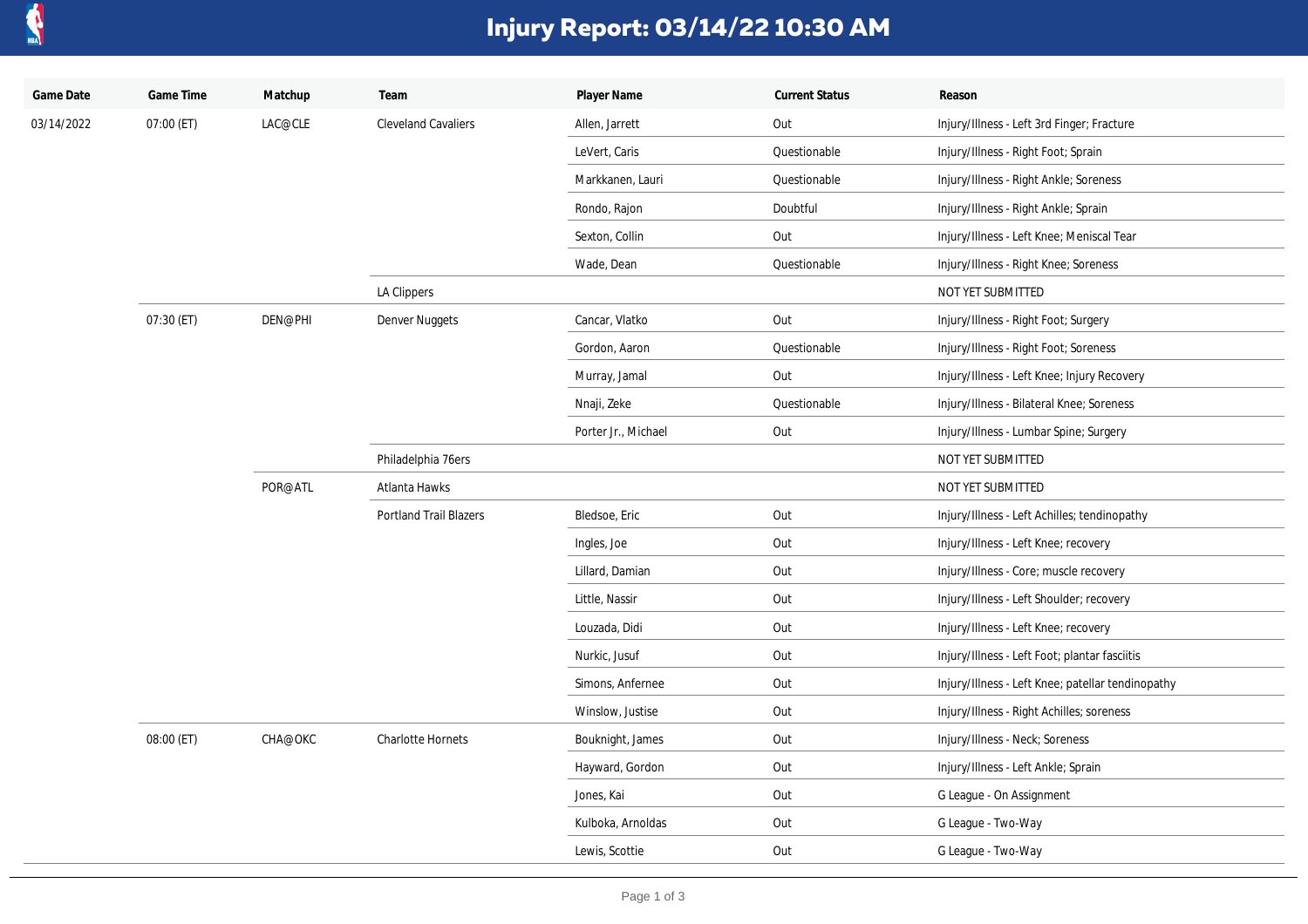# Injury Report: 03/14/22 10:30 AM

| Game Date | Game Time | Matchup | Team | Player Name | Current Status | Reason |
|---|---|---|---|---|---|---|
| 03/14/2022 | 07:00 (ET) | LAC@CLE | Cleveland Cavaliers | Allen, Jarrett | Out | Injury/Illness - Left 3rd Finger; Fracture |
| | | | | LeVert, Caris | Questionable | Injury/Illness - Right Foot; Sprain |
| | | | | Markkanen, Lauri | Questionable | Injury/Illness - Right Ankle; Soreness |
| | | | | Rondo, Rajon | Doubtful | Injury/Illness - Right Ankle; Sprain |
| | | | | Sexton, Collin | Out | Injury/Illness - Left Knee; Meniscal Tear |
| | | | | Wade, Dean | Questionable | Injury/Illness - Right Knee; Soreness |
| | | | LA Clippers | | | NOT YET SUBMITTED |
| | 07:30 (ET) | DEN@PHI | Denver Nuggets | Cancar, Vlatko | Out | Injury/Illness - Right Foot; Surgery |
| | | | | Gordon, Aaron | Questionable | Injury/Illness - Right Foot; Soreness |
| | | | | Murray, Jamal | Out | Injury/Illness - Left Knee; Injury Recovery |
| | | | | Nnaji, Zeke | Questionable | Injury/Illness - Bilateral Knee; Soreness |
| | | | | Porter Jr., Michael | Out | Injury/Illness - Lumbar Spine; Surgery |
| | | | Philadelphia 76ers | | | NOT YET SUBMITTED |
| | | POR@ATL | Atlanta Hawks | | | NOT YET SUBMITTED |
| | | | Portland Trail Blazers | Bledsoe, Eric | Out | Injury/Illness - Left Achilles; tendinopathy |
| | | | | Ingles, Joe | Out | Injury/Illness - Left Knee; recovery |
| | | | | Lillard, Damian | Out | Injury/Illness - Core; muscle recovery |
| | | | | Little, Nassir | Out | Injury/Illness - Left Shoulder; recovery |
| | | | | Louzada, Didi | Out | Injury/Illness - Left Knee; recovery |
| | | | | Nurkic, Jusuf | Out | Injury/Illness - Left Foot; plantar fasciitis |
| | | | | Simons, Anfernee | Out | Injury/Illness - Left Knee; patellar tendinopathy |
| | | | | Winslow, Justise | Out | Injury/Illness - Right Achilles; soreness |
| | 08:00 (ET) | CHA@OKC | Charlotte Hornets | Bouknight, James | Out | Injury/Illness - Neck; Soreness |
| | | | | Hayward, Gordon | Out | Injury/Illness - Left Ankle; Sprain |
| | | | | Jones, Kai | Out | G League - On Assignment |
| | | | | Kulboka, Arnoldas | Out | G League - Two-Way |
| | | | | Lewis, Scottie | Out | G League - Two-Way |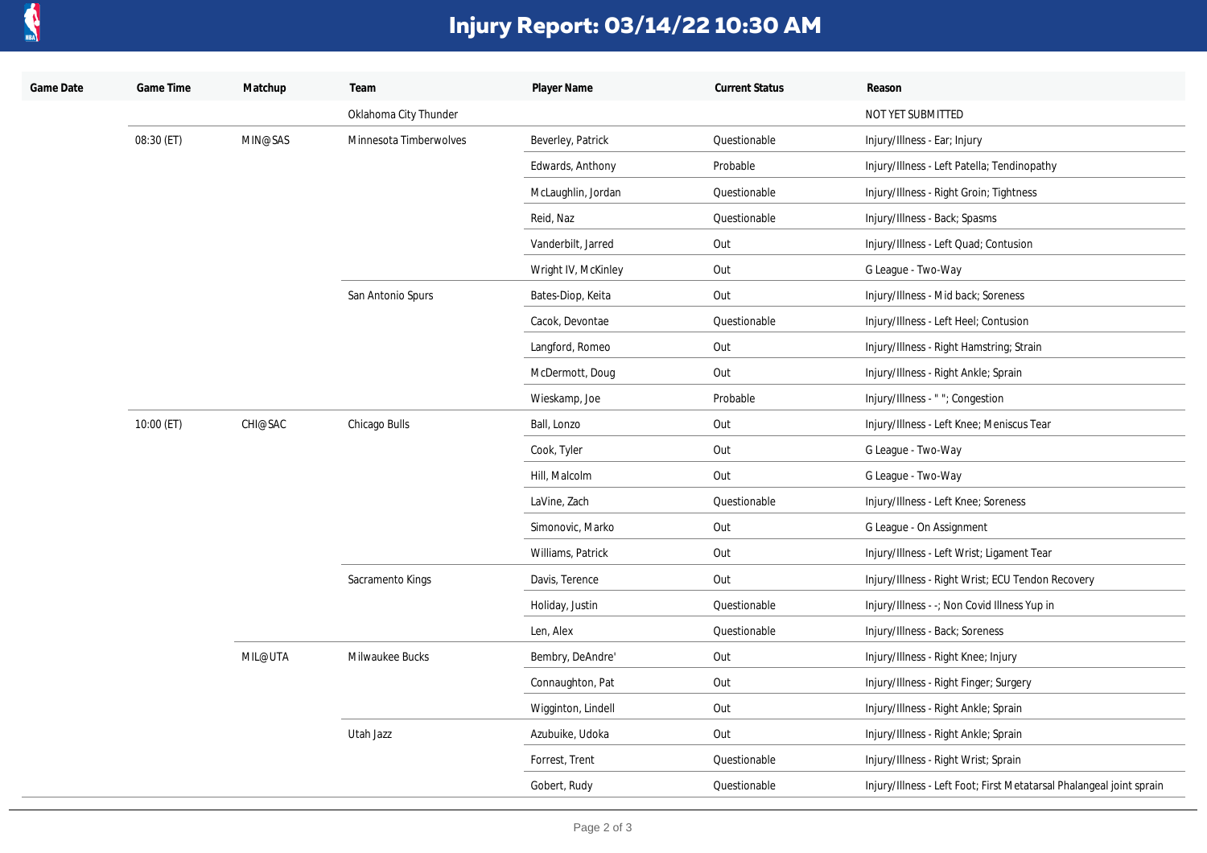# Injury Report: 03/14/22 10:30 AM

| Game Date | Game Time | Matchup | Team | Player Name | Current Status | Reason |
|---|---|---|---|---|---|---|
| | | | Oklahoma City Thunder | | | NOT YET SUBMITTED |
| | 08:30 (ET) | MIN@SAS | Minnesota Timberwolves | Beverley, Patrick | Questionable | Injury/Illness - Ear; Injury |
| | | | | Edwards, Anthony | Probable | Injury/Illness - Left Patella; Tendinopathy |
| | | | | McLaughlin, Jordan | Questionable | Injury/Illness - Right Groin; Tightness |
| | | | | Reid, Naz | Questionable | Injury/Illness - Back; Spasms |
| | | | | Vanderbilt, Jarred | Out | Injury/Illness - Left Quad; Contusion |
| | | | | Wright IV, McKinley | Out | G League - Two-Way |
| | | | San Antonio Spurs | Bates-Diop, Keita | Out | Injury/Illness - Mid back; Soreness |
| | | | | Cacok, Devontae | Questionable | Injury/Illness - Left Heel; Contusion |
| | | | | Langford, Romeo | Out | Injury/Illness - Right Hamstring; Strain |
| | | | | McDermott, Doug | Out | Injury/Illness - Right Ankle; Sprain |
| | | | | Wieskamp, Joe | Probable | Injury/Illness - " "; Congestion |
| | 10:00 (ET) | CHI@SAC | Chicago Bulls | Ball, Lonzo | Out | Injury/Illness - Left Knee; Meniscus Tear |
| | | | | Cook, Tyler | Out | G League - Two-Way |
| | | | | Hill, Malcolm | Out | G League - Two-Way |
| | | | | LaVine, Zach | Questionable | Injury/Illness - Left Knee; Soreness |
| | | | | Simonovic, Marko | Out | G League - On Assignment |
| | | | | Williams, Patrick | Out | Injury/Illness - Left Wrist; Ligament Tear |
| | | | Sacramento Kings | Davis, Terence | Out | Injury/Illness - Right Wrist; ECU Tendon Recovery |
| | | | | Holiday, Justin | Questionable | Injury/Illness - -; Non Covid Illness Yup in |
| | | | | Len, Alex | Questionable | Injury/Illness - Back; Soreness |
| | | MIL@UTA | Milwaukee Bucks | Bembry, DeAndre' | Out | Injury/Illness - Right Knee; Injury |
| | | | | Connaughton, Pat | Out | Injury/Illness - Right Finger; Surgery |
| | | | | Wigginton, Lindell | Out | Injury/Illness - Right Ankle; Sprain |
| | | | Utah Jazz | Azubuike, Udoka | Out | Injury/Illness - Right Ankle; Sprain |
| | | | | Forrest, Trent | Questionable | Injury/Illness - Right Wrist; Sprain |
| | | | | Gobert, Rudy | Questionable | Injury/Illness - Left Foot; First Metatarsal Phalangeal joint sprain |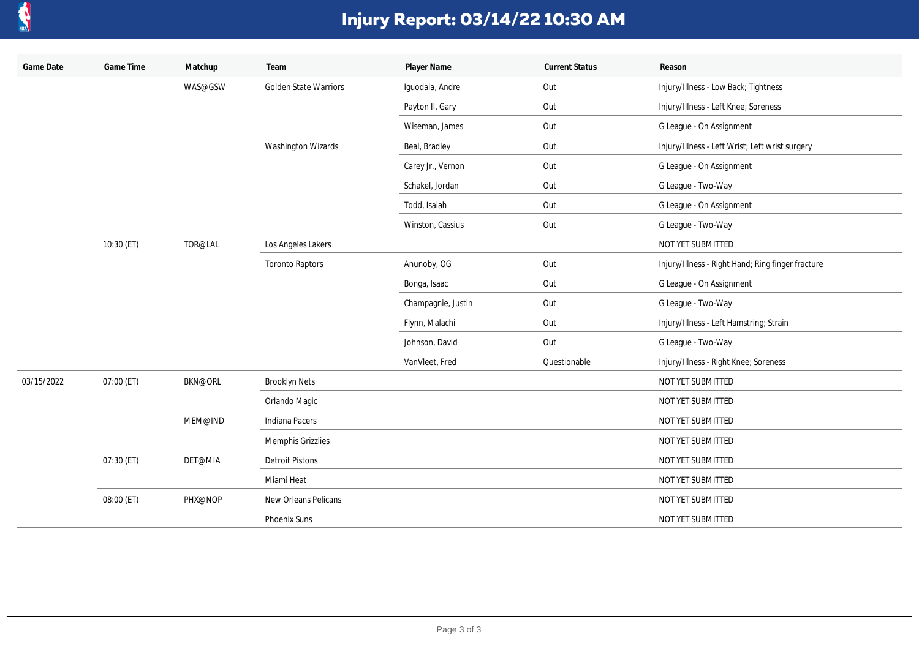# Injury Report: 03/14/22 10:30 AM

| Game Date | Game Time | Matchup | Team | Player Name | Current Status | Reason |
|---|---|---|---|---|---|---|
| | | WAS@GSW | Golden State Warriors | Iguodala, Andre | Out | Injury/Illness - Low Back; Tightness |
| | | | | Payton II, Gary | Out | Injury/Illness - Left Knee; Soreness |
| | | | | Wiseman, James | Out | G League - On Assignment |
| | | | Washington Wizards | Beal, Bradley | Out | Injury/Illness - Left Wrist; Left wrist surgery |
| | | | | Carey Jr., Vernon | Out | G League - On Assignment |
| | | | | Schakel, Jordan | Out | G League - Two-Way |
| | | | | Todd, Isaiah | Out | G League - On Assignment |
| | | | | Winston, Cassius | Out | G League - Two-Way |
| | 10:30 (ET) | TOR@LAL | Los Angeles Lakers | | | NOT YET SUBMITTED |
| | | | Toronto Raptors | Anunoby, OG | Out | Injury/Illness - Right Hand; Ring finger fracture |
| | | | | Bonga, Isaac | Out | G League - On Assignment |
| | | | | Champagnie, Justin | Out | G League - Two-Way |
| | | | | Flynn, Malachi | Out | Injury/Illness - Left Hamstring; Strain |
| | | | | Johnson, David | Out | G League - Two-Way |
| | | | | VanVleet, Fred | Questionable | Injury/Illness - Right Knee; Soreness |
| 03/15/2022 | 07:00 (ET) | BKN@ORL | Brooklyn Nets | | | NOT YET SUBMITTED |
| | | | Orlando Magic | | | NOT YET SUBMITTED |
| | | MEM@IND | Indiana Pacers | | | NOT YET SUBMITTED |
| | | | Memphis Grizzlies | | | NOT YET SUBMITTED |
| | 07:30 (ET) | DET@MIA | Detroit Pistons | | | NOT YET SUBMITTED |
| | | | Miami Heat | | | NOT YET SUBMITTED |
| | 08:00 (ET) | PHX@NOP | New Orleans Pelicans | | | NOT YET SUBMITTED |
| | | | Phoenix Suns | | | NOT YET SUBMITTED |